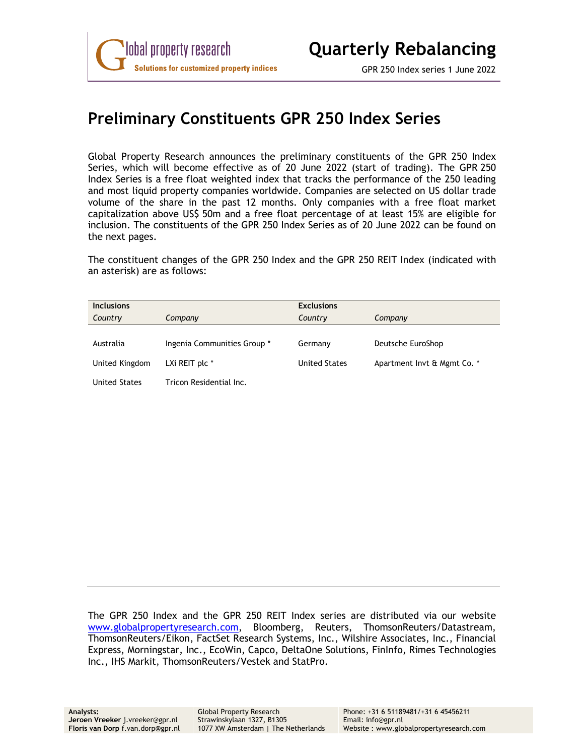# Quarterly Rebalancing

GPR 250 Index series 1 June 2022

## Preliminary Constituents GPR 250 Index Series

Global Property Research announces the preliminary constituents of the GPR 250 Index Series, which will become effective as of 20 June 2022 (start of trading). The GPR 250 Index Series is a free float weighted index that tracks the performance of the 250 leading and most liquid property companies worldwide. Companies are selected on US dollar trade volume of the share in the past 12 months. Only companies with a free float market capitalization above US$ 50m and a free float percentage of at least 15% are eligible for inclusion. The constituents of the GPR 250 Index Series as of 20 June 2022 can be found on the next pages.

The constituent changes of the GPR 250 Index and the GPR 250 REIT Index (indicated with an asterisk) are as follows:

| **Inclusions** | | **Exclusions** | |
|---|---|---|---|
| *Country* | *Company* | *Country* | *Company* |
| Australia | Ingenia Communities Group * | Germany | Deutsche EuroShop |
| United Kingdom | LXi REIT plc * | United States | Apartment Invt & Mgmt Co. * |
| United States | Tricon Residential Inc. | | |

The GPR 250 Index and the GPR 250 REIT Index series are distributed via our website www.globalpropertyresearch.com, Bloomberg, Reuters, ThomsonReuters/Datastream, ThomsonReuters/Eikon, FactSet Research Systems, Inc., Wilshire Associates, Inc., Financial Express, Morningstar, Inc., EcoWin, Capco, DeltaOne Solutions, FinInfo, Rimes Technologies Inc., IHS Markit, ThomsonReuters/Vestek and StatPro.

**Analysts:**
**Jeroen Vreeker** j.vreeker@gpr.nl
**Floris van Dorp** f.van.dorp@gpr.nl

Global Property Research
Strawinskylaan 1327, B1305
1077 XW Amsterdam | The Netherlands

Phone: +31 6 51189481/+31 6 45456211
Email: info@gpr.nl
Website : www.globalpropertyresearch.com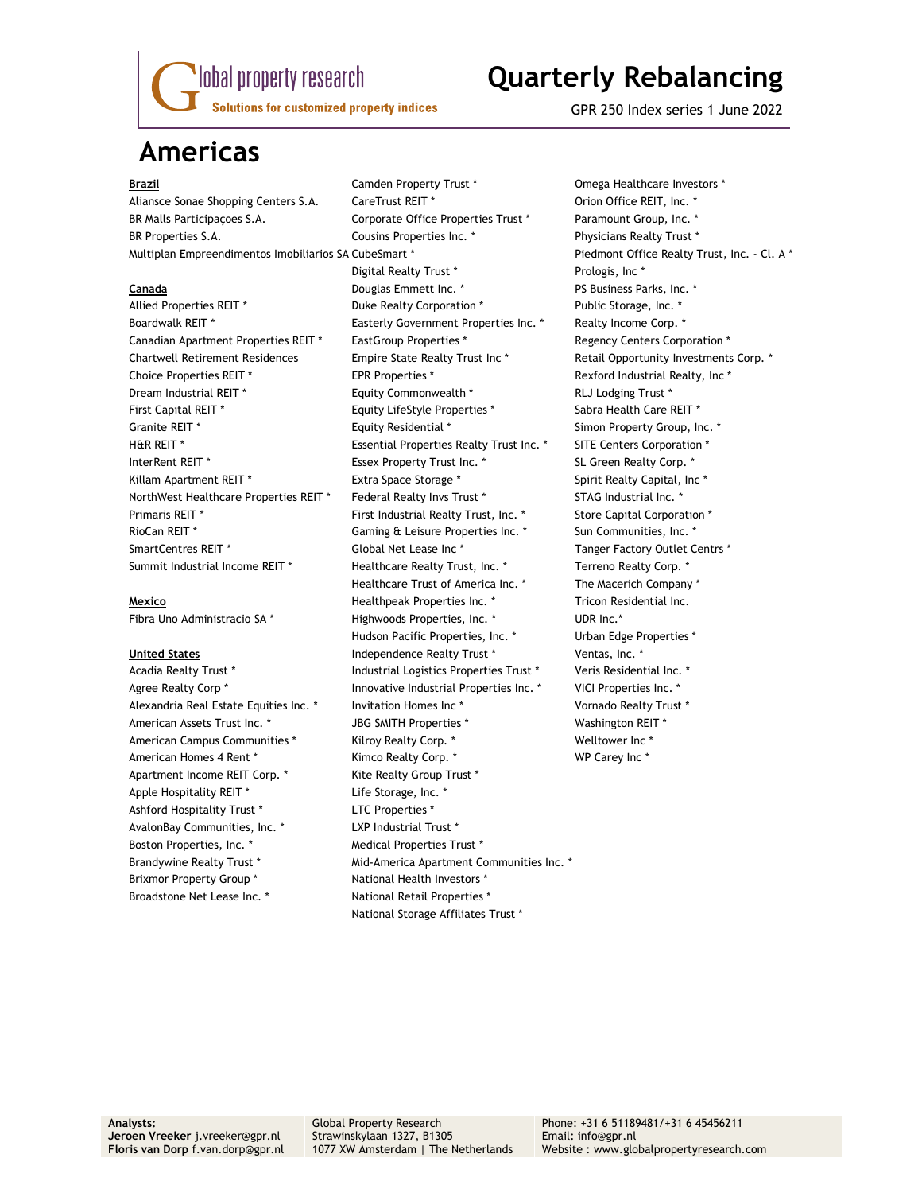# Americas

**Brazil**

Aliansce Sonae Shopping Centers S.A.
BR Malls Participaçoes S.A.
BR Properties S.A.
Multiplan Empreendimentos Imobiliarios SA

**Canada**

Allied Properties REIT *
Boardwalk REIT *
Canadian Apartment Properties REIT *
Chartwell Retirement Residences
Choice Properties REIT *
Dream Industrial REIT *
First Capital REIT *
Granite REIT *
H&R REIT *
InterRent REIT *
Killam Apartment REIT *
NorthWest Healthcare Properties REIT *
Primaris REIT *
RioCan REIT *
SmartCentres REIT *
Summit Industrial Income REIT *

**Mexico**

Fibra Uno Administracio SA *

**United States**

Acadia Realty Trust *
Agree Realty Corp *
Alexandria Real Estate Equities Inc. *
American Assets Trust Inc. *
American Campus Communities *
American Homes 4 Rent *
Apartment Income REIT Corp. *
Apple Hospitality REIT *
Ashford Hospitality Trust *
AvalonBay Communities, Inc. *
Boston Properties, Inc. *
Brandywine Realty Trust *
Brixmor Property Group *
Broadstone Net Lease Inc. *
Camden Property Trust *
CareTrust REIT *
Corporate Office Properties Trust *
Cousins Properties Inc. *
CubeSmart *
Digital Realty Trust *
Douglas Emmett Inc. *
Duke Realty Corporation *
Easterly Government Properties Inc. *
EastGroup Properties *
Empire State Realty Trust Inc *
EPR Properties *
Equity Commonwealth *
Equity LifeStyle Properties *
Equity Residential *
Essential Properties Realty Trust Inc. *
Essex Property Trust Inc. *
Extra Space Storage *
Federal Realty Invs Trust *
First Industrial Realty Trust, Inc. *
Gaming & Leisure Properties Inc. *
Global Net Lease Inc *
Healthcare Realty Trust, Inc. *
Healthcare Trust of America Inc. *
Healthpeak Properties Inc. *
Highwoods Properties, Inc. *
Hudson Pacific Properties, Inc. *
Independence Realty Trust *
Industrial Logistics Properties Trust *
Innovative Industrial Properties Inc. *
Invitation Homes Inc *
JBG SMITH Properties *
Kilroy Realty Corp. *
Kimco Realty Corp. *
Kite Realty Group Trust *
Life Storage, Inc. *
LTC Properties *
LXP Industrial Trust *
Medical Properties Trust *
Mid-America Apartment Communities Inc. *
National Health Investors *
National Retail Properties *
National Storage Affiliates Trust *
Omega Healthcare Investors *
Orion Office REIT, Inc. *
Paramount Group, Inc. *
Physicians Realty Trust *
Piedmont Office Realty Trust, Inc. - Cl. A *
Prologis, Inc *
PS Business Parks, Inc. *
Public Storage, Inc. *
Realty Income Corp. *
Regency Centers Corporation *
Retail Opportunity Investments Corp. *
Rexford Industrial Realty, Inc *
RLJ Lodging Trust *
Sabra Health Care REIT *
Simon Property Group, Inc. *
SITE Centers Corporation *
SL Green Realty Corp. *
Spirit Realty Capital, Inc *
STAG Industrial Inc. *
Store Capital Corporation *
Sun Communities, Inc. *
Tanger Factory Outlet Centrs *
Terreno Realty Corp. *
The Macerich Company *
Tricon Residential Inc.
UDR Inc.*
Urban Edge Properties *
Ventas, Inc. *
Veris Residential Inc. *
VICI Properties Inc. *
Vornado Realty Trust *
Washington REIT *
Welltower Inc *
WP Carey Inc *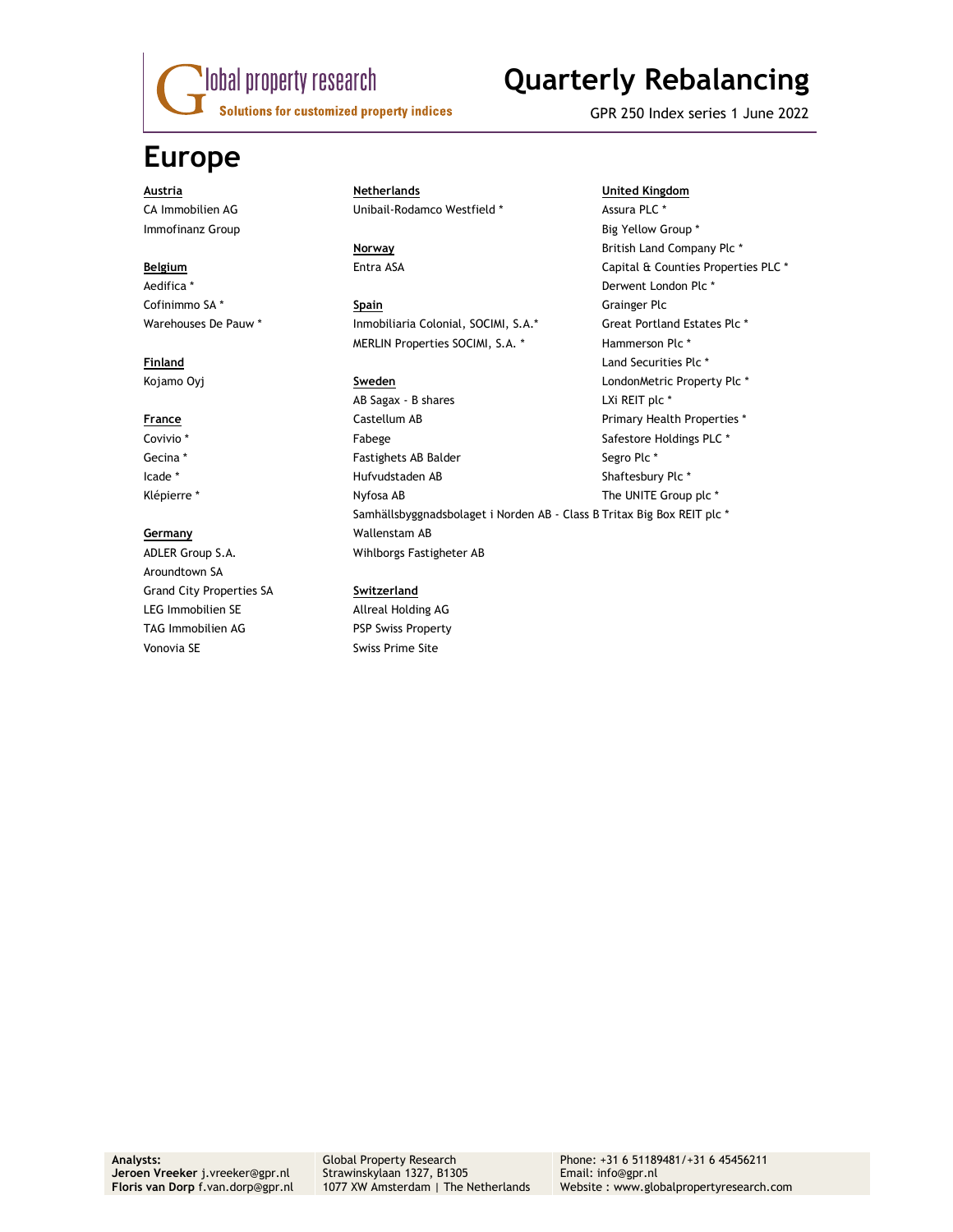# Quarterly Rebalancing

GPR 250 Index series 1 June 2022

# Europe

**Austria**
CA Immobilien AG
Immofinanz Group

**Belgium**
Aedifica *
Cofinimmo SA *
Warehouses De Pauw *

**Finland**
Kojamo Oyj

**France**
Covivio *
Gecina *
Icade *
Klépierre *

**Germany**
ADLER Group S.A.
Aroundtown SA
Grand City Properties SA
LEG Immobilien SE
TAG Immobilien AG
Vonovia SE

**Netherlands**
Unibail-Rodamco Westfield *

**Norway**
Entra ASA

**Spain**
Inmobiliaria Colonial, SOCIMI, S.A.*
MERLIN Properties SOCIMI, S.A. *

**Sweden**
AB Sagax - B shares
Castellum AB
Fabege
Fastighets AB Balder
Hufvudstaden AB
Nyfosa AB
Samhällsbyggnadsbolaget i Norden AB - Class B
Wallenstam AB
Wihlborgs Fastigheter AB

**Switzerland**
Allreal Holding AG
PSP Swiss Property
Swiss Prime Site

**United Kingdom**
Assura PLC *
Big Yellow Group *
British Land Company Plc *
Capital & Counties Properties PLC *
Derwent London Plc *
Grainger Plc
Great Portland Estates Plc *
Hammerson Plc *
Land Securities Plc *
LondonMetric Property Plc *
LXi REIT plc *
Primary Health Properties *
Safestore Holdings PLC *
Segro Plc *
Shaftesbury Plc *
The UNITE Group plc *
Tritax Big Box REIT plc *

**Analysts:**
**Jeroen Vreeker** j.vreeker@gpr.nl
**Floris van Dorp** f.van.dorp@gpr.nl

Global Property Research
Strawinskylaan 1327, B1305
1077 XW Amsterdam | The Netherlands

Phone: +31 6 51189481/+31 6 45456211
Email: info@gpr.nl
Website : www.globalpropertyresearch.com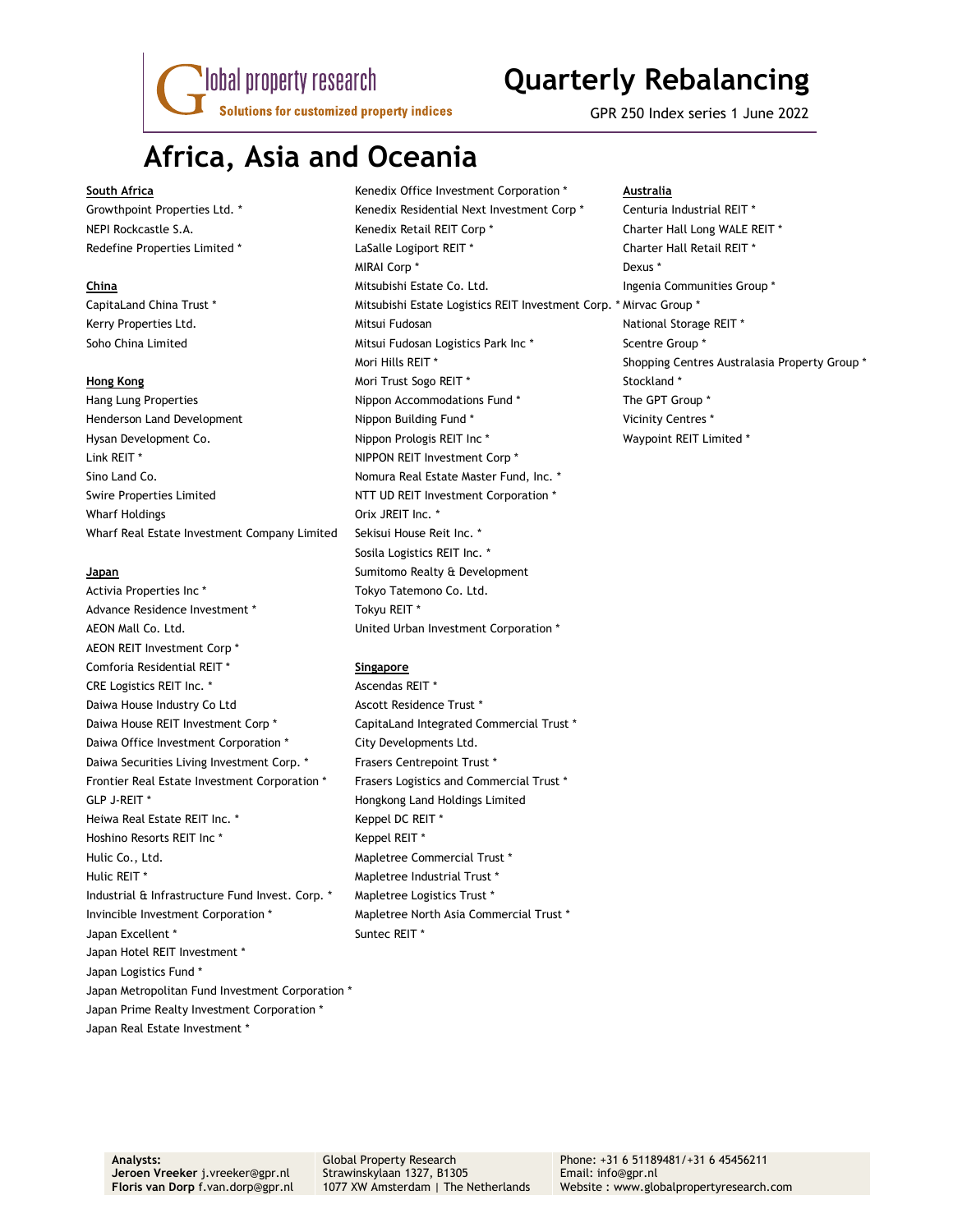# Quarterly Rebalancing

GPR 250 Index series 1 June 2022

# Africa, Asia and Oceania

**South Africa**

Growthpoint Properties Ltd. *
NEPI Rockcastle S.A.
Redefine Properties Limited *

**China**

CapitaLand China Trust *
Kerry Properties Ltd.
Soho China Limited

**Hong Kong**

Hang Lung Properties
Henderson Land Development
Hysan Development Co.
Link REIT *
Sino Land Co.
Swire Properties Limited
Wharf Holdings
Wharf Real Estate Investment Company Limited

**Japan**

Activia Properties Inc *
Advance Residence Investment *
AEON Mall Co. Ltd.
AEON REIT Investment Corp *
Comforia Residential REIT *
CRE Logistics REIT Inc. *
Daiwa House Industry Co Ltd
Daiwa House REIT Investment Corp *
Daiwa Office Investment Corporation *
Daiwa Securities Living Investment Corp. *
Frontier Real Estate Investment Corporation *
GLP J-REIT *
Heiwa Real Estate REIT Inc. *
Hoshino Resorts REIT Inc *
Hulic Co., Ltd.
Hulic REIT *
Industrial & Infrastructure Fund Invest. Corp. *
Invincible Investment Corporation *
Japan Excellent *
Japan Hotel REIT Investment *
Japan Logistics Fund *
Japan Metropolitan Fund Investment Corporation *
Japan Prime Realty Investment Corporation *
Japan Real Estate Investment *
Kenedix Office Investment Corporation *
Kenedix Residential Next Investment Corp *
Kenedix Retail REIT Corp *
LaSalle Logiport REIT *
MIRAI Corp *
Mitsubishi Estate Co. Ltd.
Mitsubishi Estate Logistics REIT Investment Corp. *
Mitsui Fudosan
Mitsui Fudosan Logistics Park Inc *
Mori Hills REIT *
Mori Trust Sogo REIT *
Nippon Accommodations Fund *
Nippon Building Fund *
Nippon Prologis REIT Inc *
NIPPON REIT Investment Corp *
Nomura Real Estate Master Fund, Inc. *
NTT UD REIT Investment Corporation *
Orix JREIT Inc. *
Sekisui House Reit Inc. *
Sosila Logistics REIT Inc. *
Sumitomo Realty & Development
Tokyo Tatemono Co. Ltd.
Tokyu REIT *
United Urban Investment Corporation *

**Singapore**

Ascendas REIT *
Ascott Residence Trust *
CapitaLand Integrated Commercial Trust *
City Developments Ltd.
Frasers Centrepoint Trust *
Frasers Logistics and Commercial Trust *
Hongkong Land Holdings Limited
Keppel DC REIT *
Keppel REIT *
Mapletree Commercial Trust *
Mapletree Industrial Trust *
Mapletree Logistics Trust *
Mapletree North Asia Commercial Trust *
Suntec REIT *

**Australia**

Centuria Industrial REIT *
Charter Hall Long WALE REIT *
Charter Hall Retail REIT *
Dexus *
Ingenia Communities Group *
Mirvac Group *
National Storage REIT *
Scentre Group *
Shopping Centres Australasia Property Group *
Stockland *
The GPT Group *
Vicinity Centres *
Waypoint REIT Limited *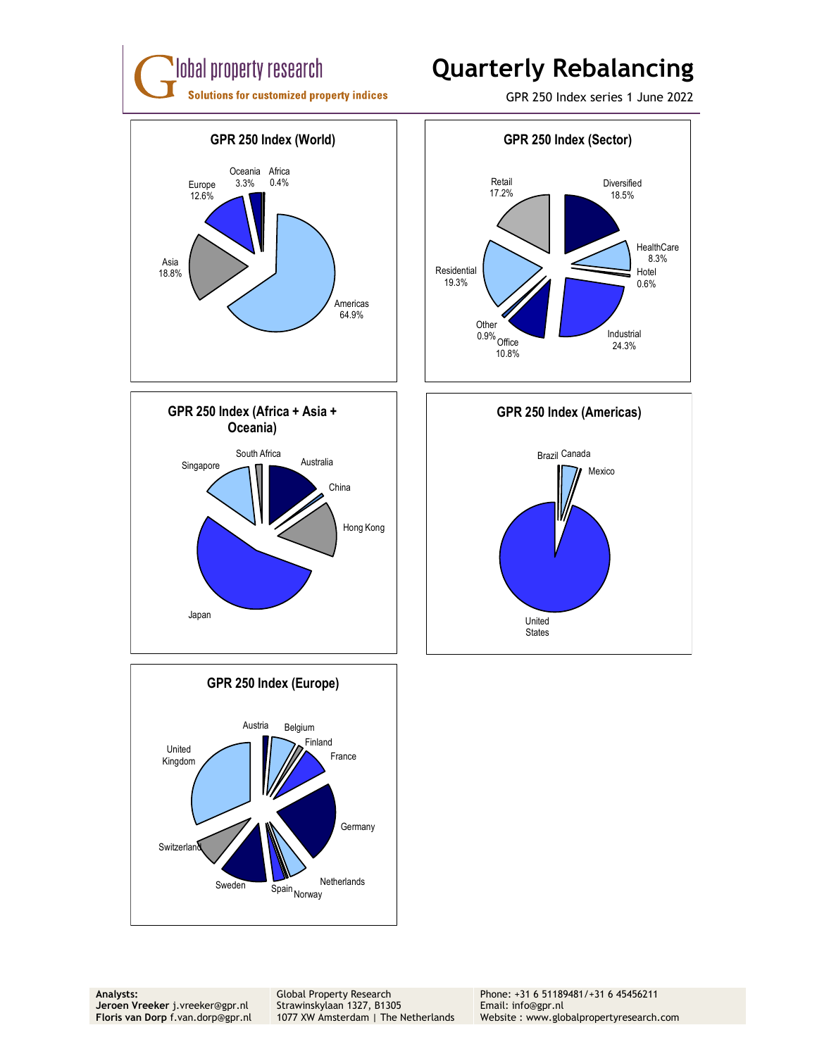Global property research
Solutions for customized property indices

# Quarterly Rebalancing

GPR 250 Index series 1 June 2022

**GPR 250 Index (World)**

Oceania 3.3%
Africa 0.4%
Europe 12.6%
Asia 18.8%
Americas 64.9%

**GPR 250 Index (Sector)**

Retail 17.2%
Diversified 18.5%
HealthCare 8.3%
Hotel 0.6%
Residential 19.3%
Other 0.9%
Office 10.8%
Industrial 24.3%

**GPR 250 Index (Africa + Asia + Oceania)**

South Africa
Singapore
Australia
China
Hong Kong
Japan

**GPR 250 Index (Americas)**

Brazil
Canada
Mexico
United States

**GPR 250 Index (Europe)**

Austria
Belgium
Finland
France
United Kingdom
Germany
Switzerland
Sweden
Spain
Norway
Netherlands

**Analysts:**
**Jeroen Vreeker** j.vreeker@gpr.nl
**Floris van Dorp** f.van.dorp@gpr.nl

Global Property Research
Strawinskylaan 1327, B1305
1077 XW Amsterdam | The Netherlands

Phone: +31 6 51189481/+31 6 45456211
Email: info@gpr.nl
Website : www.globalpropertyresearch.com